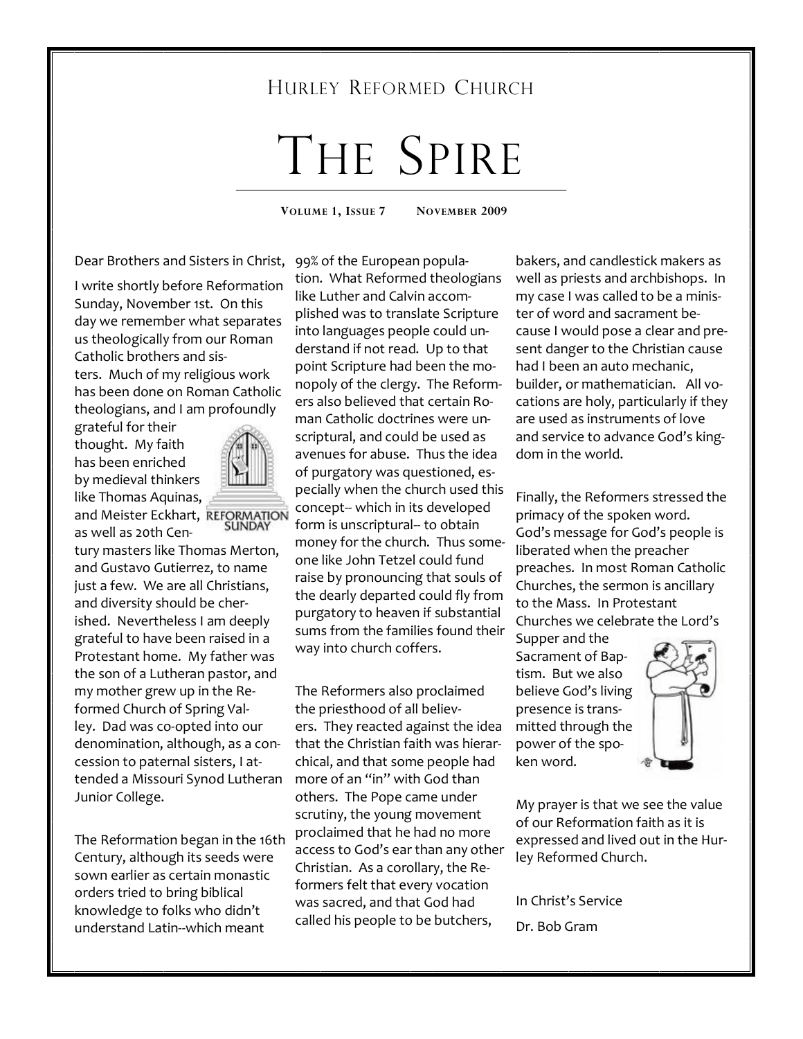HURLEY REFORMED CHURCH

# THE SPIRE

**VOLUME 1, ISSUE 7     NOVEMBER 2009**

Dear Brothers and Sisters in Christ,

I write shortly before Reformation Sunday, November 1st. On this day we remember what separates us theologically from our Roman Catholic brothers and sisters. Much of my religious work has been done on Roman Catholic theologians, and I am profoundly grateful for their thought. My faith has been enriched by medieval thinkers like Thomas Aquinas, and Meister Eckhart, as well as 20th Century masters like Thomas Merton, and Gustavo Gutierrez, to name just a few. We are all Christians, and diversity should be cherished. Nevertheless I am deeply grateful to have been raised in a Protestant home. My father was the son of a Lutheran pastor, and my mother grew up in the Reformed Church of Spring Valley. Dad was co-opted into our denomination, although, as a concession to paternal sisters, I attended a Missouri Synod Lutheran Junior College.

The Reformation began in the 16th Century, although its seeds were sown earlier as certain monastic orders tried to bring biblical knowledge to folks who didn't understand Latin--which meant 99% of the European population. What Reformed theologians like Luther and Calvin accomplished was to translate Scripture into languages people could understand if not read. Up to that point Scripture had been the monopoly of the clergy. The Reformers also believed that certain Roman Catholic doctrines were unscriptural, and could be used as avenues for abuse. Thus the idea of purgatory was questioned, especially when the church used this concept-- which in its developed form is unscriptural-- to obtain money for the church. Thus someone like John Tetzel could fund raise by pronouncing that souls of the dearly departed could fly from purgatory to heaven if substantial sums from the families found their way into church coffers.

The Reformers also proclaimed the priesthood of all believers. They reacted against the idea that the Christian faith was hierarchical, and that some people had more of an "in" with God than others. The Pope came under scrutiny, the young movement proclaimed that he had no more access to God's ear than any other Christian. As a corollary, the Reformers felt that every vocation was sacred, and that God had called his people to be butchers, bakers, and candlestick makers as well as priests and archbishops. In my case I was called to be a minister of word and sacrament because I would pose a clear and present danger to the Christian cause had I been an auto mechanic, builder, or mathematician. All vocations are holy, particularly if they are used as instruments of love and service to advance God's kingdom in the world.

Finally, the Reformers stressed the primacy of the spoken word. God's message for God's people is liberated when the preacher preaches. In most Roman Catholic Churches, the sermon is ancillary to the Mass. In Protestant Churches we celebrate the Lord's Supper and the Sacrament of Baptism. But we also believe God's living presence is transmitted through the power of the spoken word.

My prayer is that we see the value of our Reformation faith as it is expressed and lived out in the Hurley Reformed Church.

In Christ's Service

Dr. Bob Gram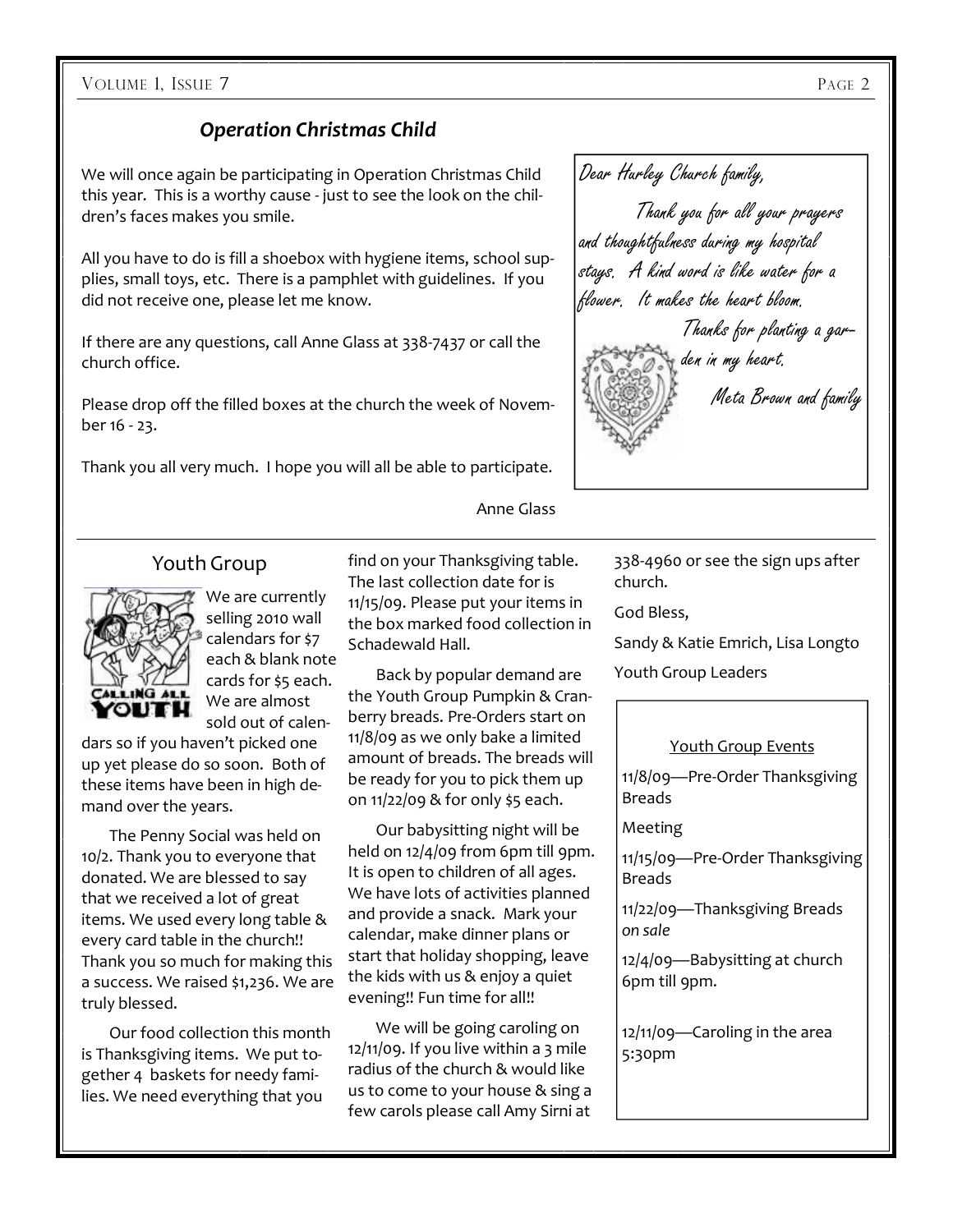## *Operation Christmas Child*

We will once again be participating in Operation Christmas Child this year. This is a worthy cause - just to see the look on the children's faces makes you smile.

All you have to do is fill a shoebox with hygiene items, school supplies, small toys, etc. There is a pamphlet with guidelines. If you did not receive one, please let me know.

If there are any questions, call Anne Glass at 338-7437 or call the church office.

Please drop off the filled boxes at the church the week of November 16 - 23.

Thank you all very much. I hope you will all be able to participate.

Anne Glass

Dear Hurley Church family,

Thank you for all your prayers and thoughtfulness during my hospital stays. A kind word is like water for a flower. It makes the heart bloom.

Thanks for planting a garden in my heart.

Meta Brown and family

## Youth Group

We are currently selling 2010 wall calendars for $7 each & blank note cards for $5 each. We are almost sold out of calendars so if you haven't picked one up yet please do so soon. Both of these items have been in high demand over the years.

The Penny Social was held on 10/2. Thank you to everyone that donated. We are blessed to say that we received a lot of great items. We used every long table & every card table in the church!! Thank you so much for making this a success. We raised $1,236. We are truly blessed.

Our food collection this month is Thanksgiving items. We put together 4 baskets for needy families. We need everything that you find on your Thanksgiving table. The last collection date for is 11/15/09. Please put your items in the box marked food collection in Schadewald Hall.

Back by popular demand are the Youth Group Pumpkin & Cranberry breads. Pre-Orders start on 11/8/09 as we only bake a limited amount of breads. The breads will be ready for you to pick them up on 11/22/09 & for only $5 each.

Our babysitting night will be held on 12/4/09 from 6pm till 9pm. It is open to children of all ages. We have lots of activities planned and provide a snack. Mark your calendar, make dinner plans or start that holiday shopping, leave the kids with us & enjoy a quiet evening!! Fun time for all!!

We will be going caroling on 12/11/09. If you live within a 3 mile radius of the church & would like us to come to your house & sing a few carols please call Amy Sirni at 338-4960 or see the sign ups after church.

God Bless,

Sandy & Katie Emrich, Lisa Longto

Youth Group Leaders

### Youth Group Events

11/8/09—Pre-Order Thanksgiving Breads

Meeting

11/15/09—Pre-Order Thanksgiving Breads

11/22/09—Thanksgiving Breads *on sale*

12/4/09—Babysitting at church 6pm till 9pm.

12/11/09—Caroling in the area 5:30pm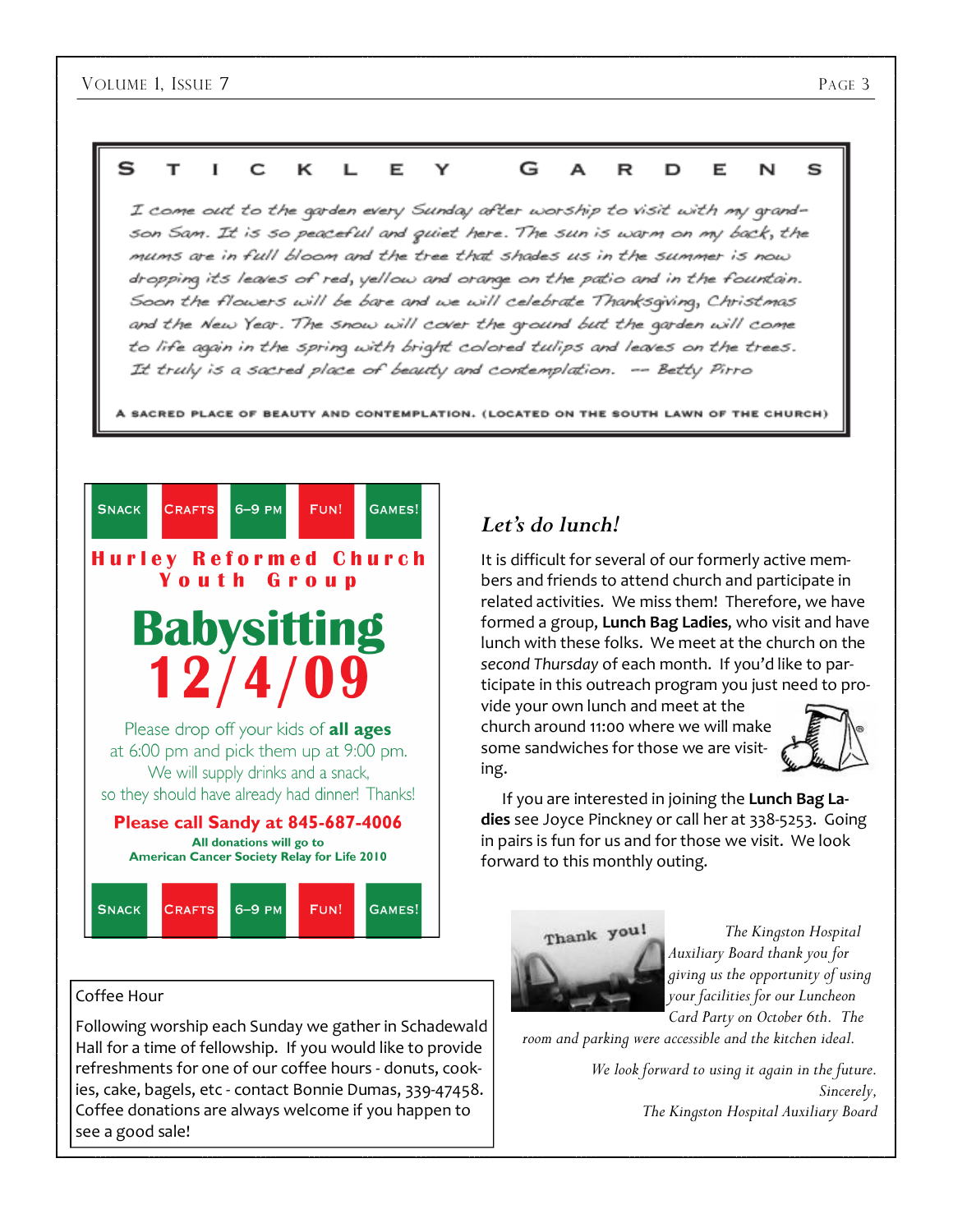## STICKLEY GARDENS

*I come out to the garden every Sunday after worship to visit with my grandson Sam. It is so peaceful and quiet here. The sun is warm on my back, the mums are in full bloom and the tree that shades us in the summer is now dropping its leaves of red, yellow and orange on the patio and in the fountain. Soon the flowers will be bare and we will celebrate Thanksgiving, Christmas and the New Year. The snow will cover the ground but the garden will come to life again in the spring with bright colored tulips and leaves on the trees. It truly is a sacred place of beauty and contemplation. -- Betty Pirro*

A SACRED PLACE OF BEAUTY AND CONTEMPLATION. (LOCATED ON THE SOUTH LAWN OF THE CHURCH)

---

SNACK | CRAFTS | 6–9 PM | FUN! | GAMES!

**Hurley Reformed Church Youth Group**

# Babysitting 12/4/09

Please drop off your kids of **all ages** at 6:00 pm and pick them up at 9:00 pm. We will supply drinks and a snack, so they should have already had dinner! Thanks!

**Please call Sandy at 845-687-4006**

**All donations will go to American Cancer Society Relay for Life 2010**

SNACK | CRAFTS | 6–9 PM | FUN! | GAMES!

---

## Coffee Hour

Following worship each Sunday we gather in Schadewald Hall for a time of fellowship. If you would like to provide refreshments for one of our coffee hours - donuts, cookies, cake, bagels, etc - contact Bonnie Dumas, 339-47458. Coffee donations are always welcome if you happen to see a good sale!

---

## *Let's do lunch!*

It is difficult for several of our formerly active members and friends to attend church and participate in related activities. We miss them! Therefore, we have formed a group, **Lunch Bag Ladies**, who visit and have lunch with these folks. We meet at the church on the *second Thursday* of each month. If you'd like to participate in this outreach program you just need to provide your own lunch and meet at the church around 11:00 where we will make some sandwiches for those we are visiting.

If you are interested in joining the **Lunch Bag Ladies** see Joyce Pinckney or call her at 338-5253. Going in pairs is fun for us and for those we visit. We look forward to this monthly outing.

---

*The Kingston Hospital Auxiliary Board thank you for giving us the opportunity of using your facilities for our Luncheon Card Party on October 6th. The room and parking were accessible and the kitchen ideal.*

*We look forward to using it again in the future.*

*Sincerely,*

*The Kingston Hospital Auxiliary Board*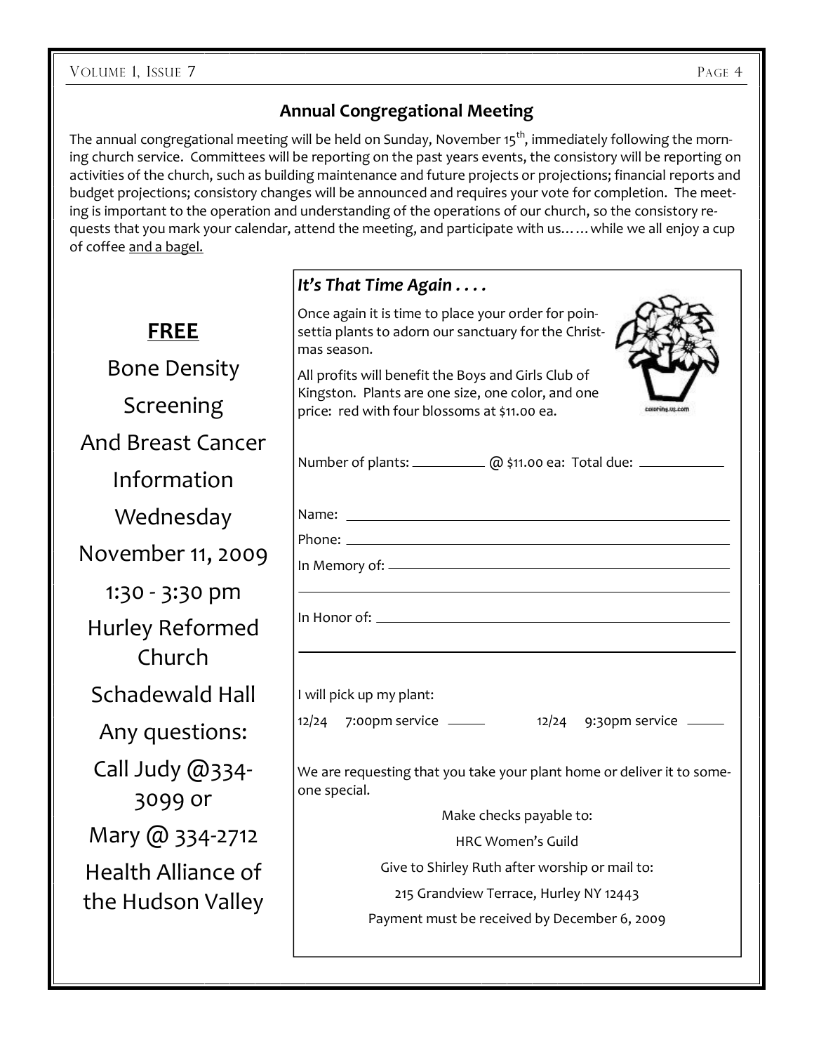## Annual Congregational Meeting

The annual congregational meeting will be held on Sunday, November 15th, immediately following the morning church service. Committees will be reporting on the past years events, the consistory will be reporting on activities of the church, such as building maintenance and future projects or projections; financial reports and budget projections; consistory changes will be announced and requires your vote for completion. The meeting is important to the operation and understanding of the operations of our church, so the consistory requests that you mark your calendar, attend the meeting, and participate with us…… while we all enjoy a cup of coffee and a bagel.

**FREE**

Bone Density Screening

And Breast Cancer Information

Wednesday

November 11, 2009

1:30 - 3:30 pm

Hurley Reformed Church

Schadewald Hall

Any questions:

Call Judy @334-3099 or

Mary @ 334-2712

Health Alliance of the Hudson Valley

### *It's That Time Again . . . .*

Once again it is time to place your order for poinsettia plants to adorn our sanctuary for the Christmas season.

All profits will benefit the Boys and Girls Club of Kingston. Plants are one size, one color, and one price: red with four blossoms at $11.00 ea.

coloring.us.com

Number of plants: __________ @ $11.00 ea: Total due: ___________

Name: ______________________________________________

Phone: ______________________________________________

In Memory of: ________________________________________

______________________________________________________

In Honor of: __________________________________________

______________________________________________________

I will pick up my plant:

12/24 7:00pm service _____ 12/24 9:30pm service _____

We are requesting that you take your plant home or deliver it to someone special.

Make checks payable to:

HRC Women's Guild

Give to Shirley Ruth after worship or mail to:

215 Grandview Terrace, Hurley NY 12443

Payment must be received by December 6, 2009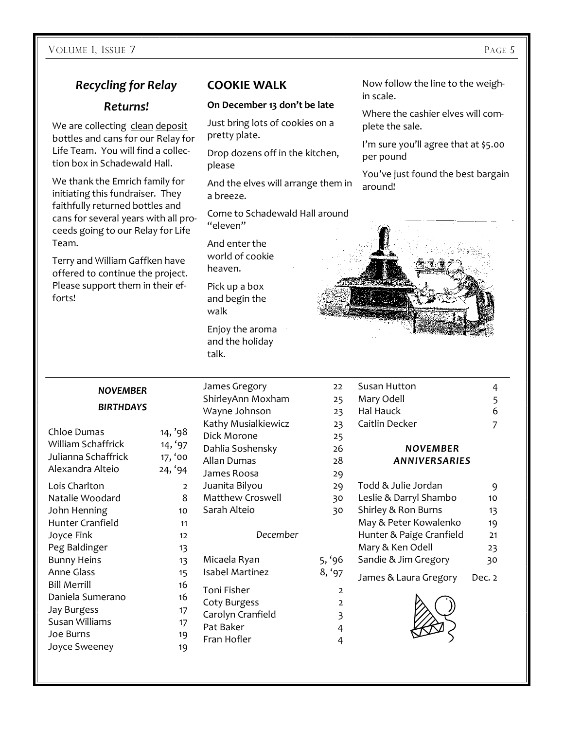## *Recycling for Relay Returns!*

We are collecting clean deposit bottles and cans for our Relay for Life Team. You will find a collection box in Schadewald Hall.

We thank the Emrich family for initiating this fundraiser. They faithfully returned bottles and cans for several years with all proceeds going to our Relay for Life Team.

Terry and William Gaffken have offered to continue the project. Please support them in their efforts!

## COOKIE WALK

**On December 13 don't be late**

Just bring lots of cookies on a pretty plate.

Drop dozens off in the kitchen, please

And the elves will arrange them in a breeze.

Come to Schadewald Hall around "eleven"

And enter the world of cookie heaven.

Pick up a box and begin the walk

Enjoy the aroma and the holiday talk.

Now follow the line to the weigh-in scale.

Where the cashier elves will complete the sale.

I'm sure you'll agree that at $5.00 per pound

You've just found the best bargain around!

### *NOVEMBER BIRTHDAYS*

| Name | Date |
|---|---|
| Chloe Dumas | 14, '98 |
| William Schaffrick | 14, '97 |
| Julianna Schaffrick | 17, '00 |
| Alexandra Alteio | 24, '94 |
| Lois Charlton | 2 |
| Natalie Woodard | 8 |
| John Henning | 10 |
| Hunter Cranfield | 11 |
| Joyce Fink | 12 |
| Peg Baldinger | 13 |
| Bunny Heins | 13 |
| Anne Glass | 15 |
| Bill Merrill | 16 |
| Daniela Sumerano | 16 |
| Jay Burgess | 17 |
| Susan Williams | 17 |
| Joe Burns | 19 |
| Joyce Sweeney | 19 |
| James Gregory | 22 |
| ShirleyAnn Moxham | 25 |
| Wayne Johnson | 23 |
| Kathy Musialkiewicz | 23 |
| Dick Morone | 25 |
| Dahlia Soshensky | 26 |
| Allan Dumas | 28 |
| James Roosa | 29 |
| Juanita Bilyou | 29 |
| Matthew Croswell | 30 |
| Sarah Alteio | 30 |

*December*

| Name | Date |
|---|---|
| Micaela Ryan | 5, '96 |
| Isabel Martinez | 8, '97 |
| Toni Fisher | 2 |
| Coty Burgess | 2 |
| Carolyn Cranfield | 3 |
| Pat Baker | 4 |
| Fran Hofler | 4 |
| Susan Hutton | 4 |
| Mary Odell | 5 |
| Hal Hauck | 6 |
| Caitlin Decker | 7 |

### *NOVEMBER ANNIVERSARIES*

| Names | Date |
|---|---|
| Todd & Julie Jordan | 9 |
| Leslie & Darryl Shambo | 10 |
| Shirley & Ron Burns | 13 |
| May & Peter Kowalenko | 19 |
| Hunter & Paige Cranfield | 21 |
| Mary & Ken Odell | 23 |
| Sandie & Jim Gregory | 30 |
| James & Laura Gregory | Dec. 2 |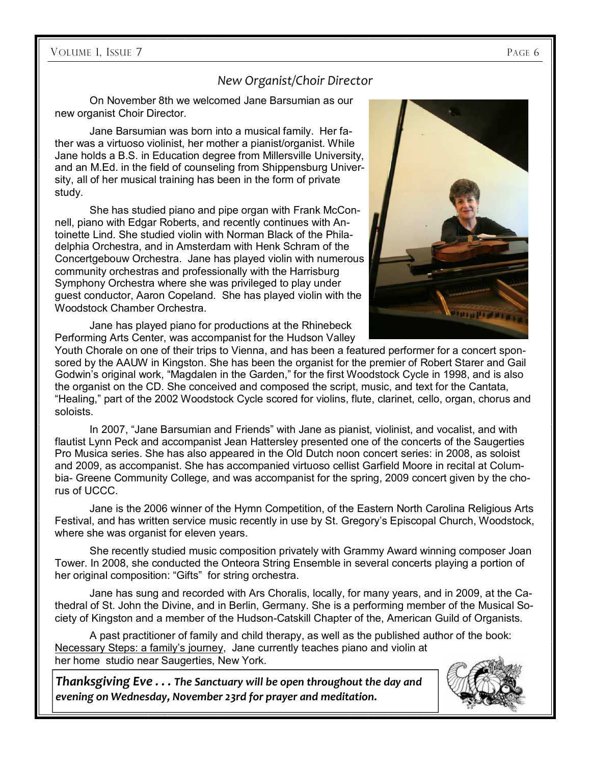## *New Organist/Choir Director*

On November 8th we welcomed Jane Barsumian as our new organist Choir Director.

Jane Barsumian was born into a musical family. Her father was a virtuoso violinist, her mother a pianist/organist. While Jane holds a B.S. in Education degree from Millersville University, and an M.Ed. in the field of counseling from Shippensburg University, all of her musical training has been in the form of private study.

She has studied piano and pipe organ with Frank McConnell, piano with Edgar Roberts, and recently continues with Antoinette Lind. She studied violin with Norman Black of the Philadelphia Orchestra, and in Amsterdam with Henk Schram of the Concertgebouw Orchestra. Jane has played violin with numerous community orchestras and professionally with the Harrisburg Symphony Orchestra where she was privileged to play under guest conductor, Aaron Copeland. She has played violin with the Woodstock Chamber Orchestra.

Jane has played piano for productions at the Rhinebeck Performing Arts Center, was accompanist for the Hudson Valley Youth Chorale on one of their trips to Vienna, and has been a featured performer for a concert sponsored by the AAUW in Kingston. She has been the organist for the premier of Robert Starer and Gail Godwin's original work, "Magdalen in the Garden," for the first Woodstock Cycle in 1998, and is also the organist on the CD. She conceived and composed the script, music, and text for the Cantata, "Healing," part of the 2002 Woodstock Cycle scored for violins, flute, clarinet, cello, organ, chorus and soloists.

In 2007, "Jane Barsumian and Friends" with Jane as pianist, violinist, and vocalist, and with flautist Lynn Peck and accompanist Jean Hattersley presented one of the concerts of the Saugerties Pro Musica series. She has also appeared in the Old Dutch noon concert series: in 2008, as soloist and 2009, as accompanist. She has accompanied virtuoso cellist Garfield Moore in recital at Columbia- Greene Community College, and was accompanist for the spring, 2009 concert given by the chorus of UCCC.

Jane is the 2006 winner of the Hymn Competition, of the Eastern North Carolina Religious Arts Festival, and has written service music recently in use by St. Gregory's Episcopal Church, Woodstock, where she was organist for eleven years.

She recently studied music composition privately with Grammy Award winning composer Joan Tower. In 2008, she conducted the Onteora String Ensemble in several concerts playing a portion of her original composition: "Gifts" for string orchestra.

Jane has sung and recorded with Ars Choralis, locally, for many years, and in 2009, at the Cathedral of St. John the Divine, and in Berlin, Germany. She is a performing member of the Musical Society of Kingston and a member of the Hudson-Catskill Chapter of the, American Guild of Organists.

A past practitioner of family and child therapy, as well as the published author of the book: Necessary Steps: a family's journey, Jane currently teaches piano and violin at her home studio near Saugerties, New York.

***Thanksgiving Eve . . . The Sanctuary will be open throughout the day and evening on Wednesday, November 23rd for prayer and meditation.***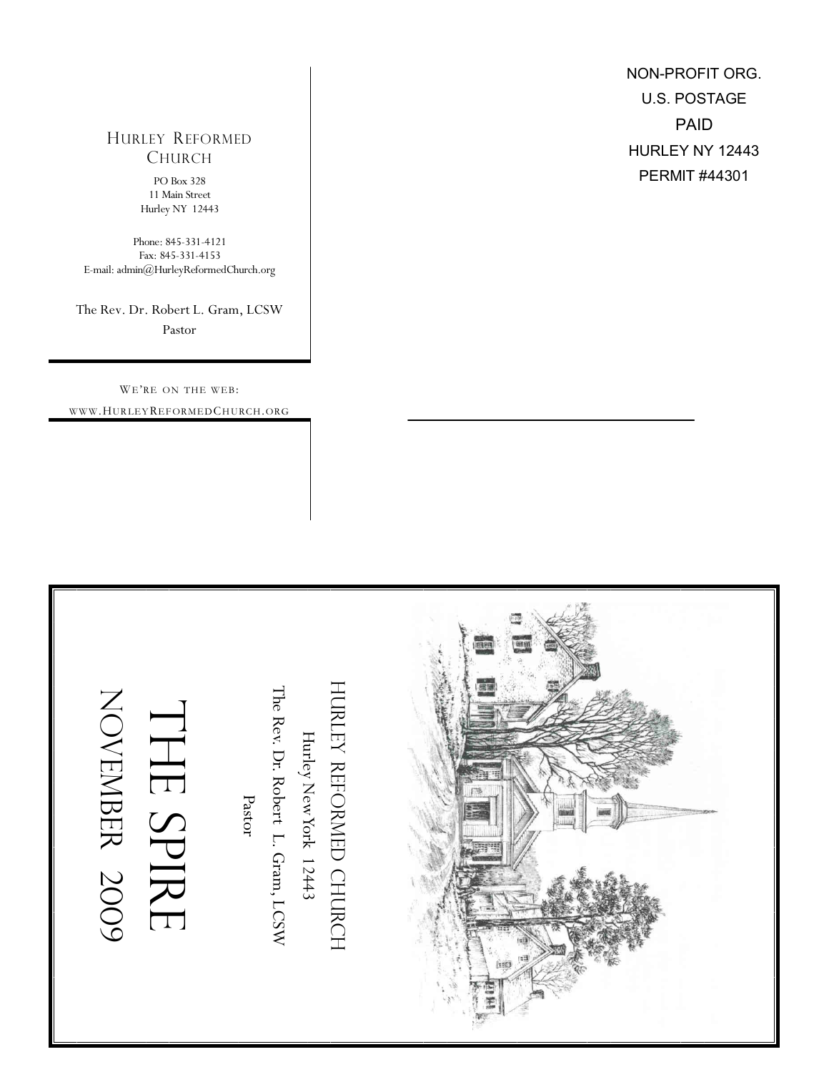HURLEY REFORMED CHURCH

PO Box 328
11 Main Street
Hurley NY 12443

Phone: 845-331-4121
Fax: 845-331-4153
E-mail: admin@HurleyReformedChurch.org

The Rev. Dr. Robert L. Gram, LCSW
Pastor

WE'RE ON THE WEB:
WWW.HURLEYREFORMEDCHURCH.ORG

NON-PROFIT ORG.
U.S. POSTAGE
PAID
HURLEY NY 12443
PERMIT #44301

# THE SPIRE

## NOVEMBER 2009

HURLEY REFORMED CHURCH
Hurley New York 12443
The Rev. Dr. Robert L. Gram, LCSW
Pastor